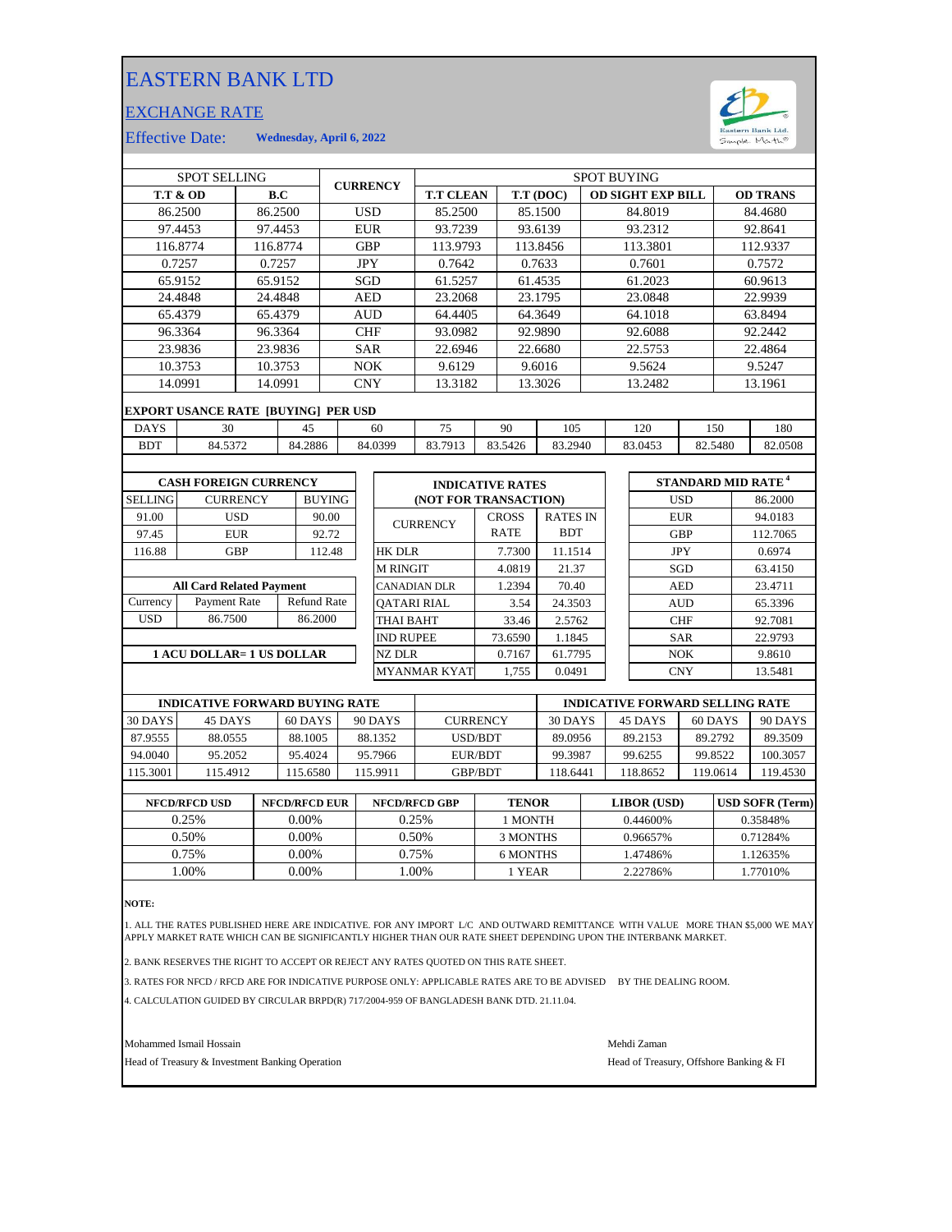# EASTERN BANK LTD

## EXCHANGE RATE

Effective Date: **Wednesday, April 6, 2022**

| SPOT SELLING | | CURRENCY | SPOT BUYING | | | |
|---|---|---|---|---|---|---|
| **T.T & OD** | **B.C** | | **T.T CLEAN** | **T.T (DOC)** | **OD SIGHT EXP BILL** | **OD TRANS** |
| 86.2500 | 86.2500 | USD | 85.2500 | 85.1500 | 84.8019 | 84.4680 |
| 97.4453 | 97.4453 | EUR | 93.7239 | 93.6139 | 93.2312 | 92.8641 |
| 116.8774 | 116.8774 | GBP | 113.9793 | 113.8456 | 113.3801 | 112.9337 |
| 0.7257 | 0.7257 | JPY | 0.7642 | 0.7633 | 0.7601 | 0.7572 |
| 65.9152 | 65.9152 | SGD | 61.5257 | 61.4535 | 61.2023 | 60.9613 |
| 24.4848 | 24.4848 | AED | 23.2068 | 23.1795 | 23.0848 | 22.9939 |
| 65.4379 | 65.4379 | AUD | 64.4405 | 64.3649 | 64.1018 | 63.8494 |
| 96.3364 | 96.3364 | CHF | 93.0982 | 92.9890 | 92.6088 | 92.2442 |
| 23.9836 | 23.9836 | SAR | 22.6946 | 22.6680 | 22.5753 | 22.4864 |
| 10.3753 | 10.3753 | NOK | 9.6129 | 9.6016 | 9.5624 | 9.5247 |
| 14.0991 | 14.0991 | CNY | 13.3182 | 13.3026 | 13.2482 | 13.1961 |

**EXPORT USANCE RATE [BUYING] PER USD**

| DAYS | 30 | 45 | 60 | 75 | 90 | 105 | 120 | 150 | 180 |
|---|---|---|---|---|---|---|---|---|---|
| BDT | 84.5372 | 84.2886 | 84.0399 | 83.7913 | 83.5426 | 83.2940 | 83.0453 | 82.5480 | 82.0508 |

**CASH FOREIGN CURRENCY**

| SELLING | CURRENCY | BUYING |
|---|---|---|
| 91.00 | USD | 90.00 |
| 97.45 | EUR | 92.72 |
| 116.88 | GBP | 112.48 |

**All Card Related Payment**

| Currency | Payment Rate | Refund Rate |
|---|---|---|
| USD | 86.7500 | 86.2000 |

**1 ACU DOLLAR= 1 US DOLLAR**

**INDICATIVE RATES (NOT FOR TRANSACTION)**

| CURRENCY | CROSS RATE | RATES IN BDT |
|---|---|---|
| HK DLR | 7.7300 | 11.1514 |
| M RINGIT | 4.0819 | 21.37 |
| CANADIAN DLR | 1.2394 | 70.40 |
| QATARI RIAL | 3.54 | 24.3503 |
| THAI BAHT | 33.46 | 2.5762 |
| IND RUPEE | 73.6590 | 1.1845 |
| NZ DLR | 0.7167 | 61.7795 |
| MYANMAR KYAT | 1,755 | 0.0491 |

**STANDARD MID RATE [4]**

| Currency | Rate |
|---|---|
| USD | 86.2000 |
| EUR | 94.0183 |
| GBP | 112.7065 |
| JPY | 0.6974 |
| SGD | 63.4150 |
| AED | 23.4711 |
| AUD | 65.3396 |
| CHF | 92.7081 |
| SAR | 22.9793 |
| NOK | 9.8610 |
| CNY | 13.5481 |

| INDICATIVE FORWARD BUYING RATE | | | | CURRENCY | INDICATIVE FORWARD SELLING RATE | | | |
|---|---|---|---|---|---|---|---|---|
| 30 DAYS | 45 DAYS | 60 DAYS | 90 DAYS | | 30 DAYS | 45 DAYS | 60 DAYS | 90 DAYS |
| 87.9555 | 88.0555 | 88.1005 | 88.1352 | USD/BDT | 89.0956 | 89.2153 | 89.2792 | 89.3509 |
| 94.0040 | 95.2052 | 95.4024 | 95.7966 | EUR/BDT | 99.3987 | 99.6255 | 99.8522 | 100.3057 |
| 115.3001 | 115.4912 | 115.6580 | 115.9911 | GBP/BDT | 118.6441 | 118.8652 | 119.0614 | 119.4530 |

| NFCD/RFCD USD | NFCD/RFCD EUR | NFCD/RFCD GBP | TENOR | LIBOR (USD) | USD SOFR (Term) |
|---|---|---|---|---|---|
| 0.25% | 0.00% | 0.25% | 1 MONTH | 0.44600% | 0.35848% |
| 0.50% | 0.00% | 0.50% | 3 MONTHS | 0.96657% | 0.71284% |
| 0.75% | 0.00% | 0.75% | 6 MONTHS | 1.47486% | 1.12635% |
| 1.00% | 0.00% | 1.00% | 1 YEAR | 2.22786% | 1.77010% |

**NOTE:**

1. ALL THE RATES PUBLISHED HERE ARE INDICATIVE. FOR ANY IMPORT L/C AND OUTWARD REMITTANCE WITH VALUE MORE THAN $5,000 WE MAY APPLY MARKET RATE WHICH CAN BE SIGNIFICANTLY HIGHER THAN OUR RATE SHEET DEPENDING UPON THE INTERBANK MARKET.
2. BANK RESERVES THE RIGHT TO ACCEPT OR REJECT ANY RATES QUOTED ON THIS RATE SHEET.
3. RATES FOR NFCD / RFCD ARE FOR INDICATIVE PURPOSE ONLY: APPLICABLE RATES ARE TO BE ADVISED BY THE DEALING ROOM.
4. CALCULATION GUIDED BY CIRCULAR BRPD(R) 717/2004-959 OF BANGLADESH BANK DTD. 21.11.04.

Mohammed Ismail Hossain
Head of Treasury & Investment Banking Operation

Mehdi Zaman
Head of Treasury, Offshore Banking & FI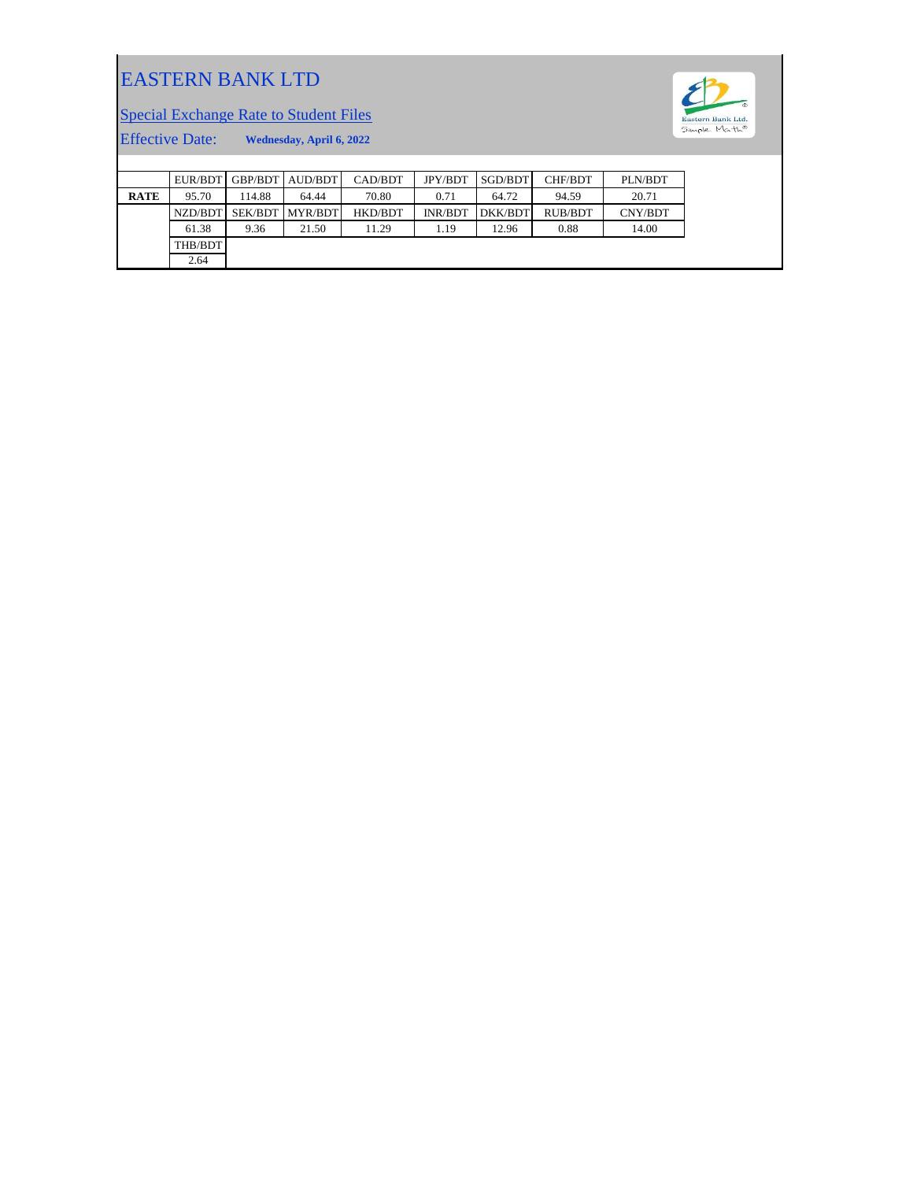# EASTERN BANK LTD

Special Exchange Rate to Student Files

Effective Date: **Wednesday, April 6, 2022**

| | | | | | | | | |
|---|---|---|---|---|---|---|---|---|
| | EUR/BDT | GBP/BDT | AUD/BDT | CAD/BDT | JPY/BDT | SGD/BDT | CHF/BDT | PLN/BDT |
| **RATE** | 95.70 | 114.88 | 64.44 | 70.80 | 0.71 | 64.72 | 94.59 | 20.71 |
| | NZD/BDT | SEK/BDT | MYR/BDT | HKD/BDT | INR/BDT | DKK/BDT | RUB/BDT | CNY/BDT |
| | 61.38 | 9.36 | 21.50 | 11.29 | 1.19 | 12.96 | 0.88 | 14.00 |
| | THB/BDT | | | | | | | |
| | 2.64 | | | | | | | |